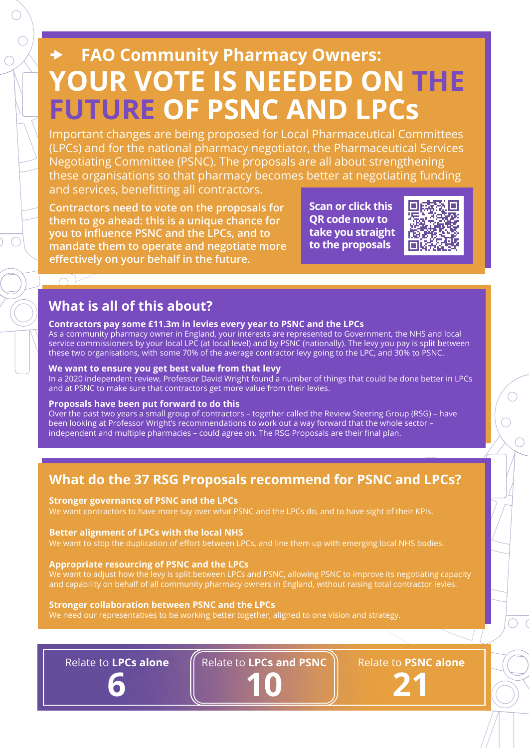**FAO Community Pharmacy Owners:**

# YOUR VOTE IS NEEDED ON THE FUTURE OF PSNC AND LPCs

Important changes are being proposed for Local Pharmaceutical Committees (LPCs) and for the national pharmacy negotiator, the Pharmaceutical Services Negotiating Committee (PSNC). The proposals are all about strengthening these organisations so that pharmacy becomes better at negotiating funding and services, benefitting all contractors.

Contractors need to vote on the proposals for them to go ahead: this is a unique chance for you to influence PSNC and the LPCs, and to mandate them to operate and negotiate more effectively on your behalf in the future.

**Scan or click this QR code now to take you straight to the proposals**

## What is all of this about?

**Contractors pay some £11.3m in levies every year to PSNC and the LPCs**

As a community pharmacy owner in England, your interests are represented to Government, the NHS and local service commissioners by your local LPC (at local level) and by PSNC (nationally). The levy you pay is split between these two organisations, with some 70% of the average contractor levy going to the LPC, and 30% to PSNC.

**We want to ensure you get best value from that levy**

In a 2020 independent review, Professor David Wright found a number of things that could be done better in LPCs and at PSNC to make sure that contractors get more value from their levies.

**Proposals have been put forward to do this**

Over the past two years a small group of contractors – together called the Review Steering Group (RSG) – have been looking at Professor Wright's recommendations to work out a way forward that the whole sector – independent and multiple pharmacies – could agree on. The RSG Proposals are their final plan.

## What do the 37 RSG Proposals recommend for PSNC and LPCs?

**Stronger governance of PSNC and the LPCs**

We want contractors to have more say over what PSNC and the LPCs do, and to have sight of their KPIs.

**Better alignment of LPCs with the local NHS**

We want to stop the duplication of effort between LPCs, and line them up with emerging local NHS bodies.

**Appropriate resourcing of PSNC and the LPCs**

We want to adjust how the levy is split between LPCs and PSNC, allowing PSNC to improve its negotiating capacity and capability on behalf of all community pharmacy owners in England, without raising total contractor levies.

**Stronger collaboration between PSNC and the LPCs**

We need our representatives to be working better together, aligned to one vision and strategy.

| Relate to **LPCs alone** | Relate to **LPCs and PSNC** | Relate to **PSNC alone** |
|---|---|---|
| **6** | **10** | **21** |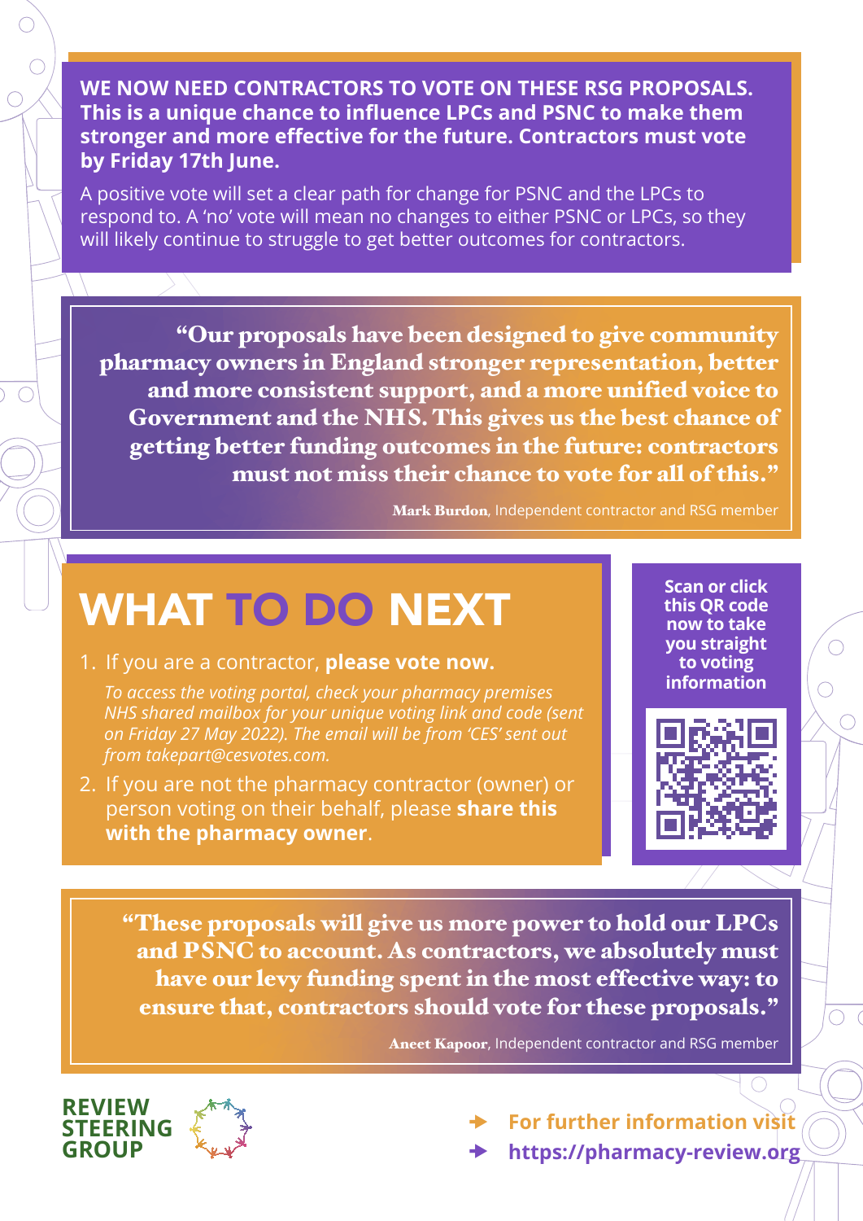**WE NOW NEED CONTRACTORS TO VOTE ON THESE RSG PROPOSALS. This is a unique chance to influence LPCs and PSNC to make them stronger and more effective for the future. Contractors must vote by Friday 17th June.**

A positive vote will set a clear path for change for PSNC and the LPCs to respond to. A 'no' vote will mean no changes to either PSNC or LPCs, so they will likely continue to struggle to get better outcomes for contractors.

> **"Our proposals have been designed to give community pharmacy owners in England stronger representation, better and more consistent support, and a more unified voice to Government and the NHS. This gives us the best chance of getting better funding outcomes in the future: contractors must not miss their chance to vote for all of this."**
>
> **Mark Burdon**, Independent contractor and RSG member

# WHAT TO DO NEXT

1. If you are a contractor, **please vote now.**

   *To access the voting portal, check your pharmacy premises NHS shared mailbox for your unique voting link and code (sent on Friday 27 May 2022). The email will be from 'CES' sent out from takepart@cesvotes.com.*

2. If you are not the pharmacy contractor (owner) or person voting on their behalf, please **share this with the pharmacy owner**.

**Scan or click this QR code now to take you straight to voting information**

> **"These proposals will give us more power to hold our LPCs and PSNC to account. As contractors, we absolutely must have our levy funding spent in the most effective way: to ensure that, contractors should vote for these proposals."**
>
> **Aneet Kapoor**, Independent contractor and RSG member

**REVIEW STEERING GROUP**

**For further information visit**

**https://pharmacy-review.org**